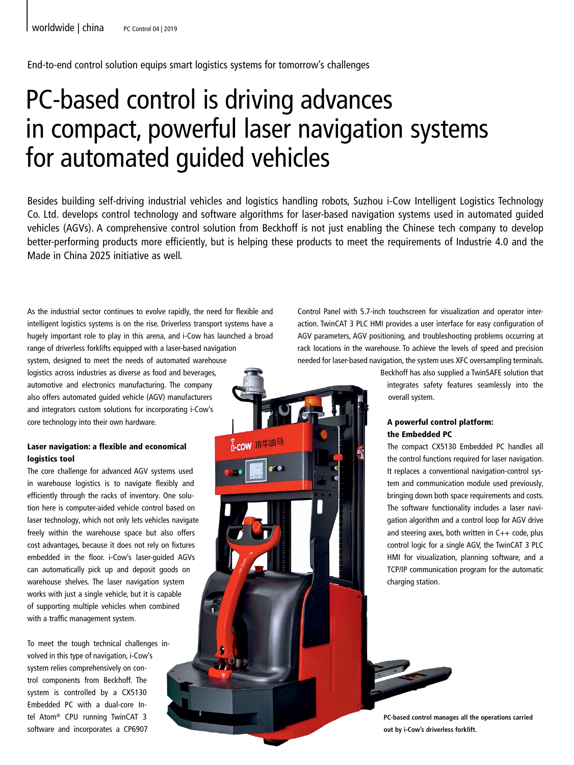End-to-end control solution equips smart logistics systems for tomorrow's challenges

# PC-based control is driving advances in compact, powerful laser navigation systems for automated guided vehicles

Besides building self-driving industrial vehicles and logistics handling robots, Suzhou i-Cow Intelligent Logistics Technology Co. Ltd. develops control technology and software algorithms for laser-based navigation systems used in automated guided vehicles (AGVs). A comprehensive control solution from Beckhoff is not just enabling the Chinese tech company to develop better-performing products more efficiently, but is helping these products to meet the requirements of Industrie 4.0 and the Made in China 2025 initiative as well.

As the industrial sector continues to evolve rapidly, the need for flexible and intelligent logistics systems is on the rise. Driverless transport systems have a hugely important role to play in this arena, and i-Cow has launched a broad range of driverless forklifts equipped with a laser-based navigation system, designed to meet the needs of automated warehouse logistics across industries as diverse as food and beverages, automotive and electronics manufacturing. The company also offers automated guided vehicle (AGV) manufacturers and integrators custom solutions for incorporating i-Cow's core technology into their own hardware.

**Laser navigation: a flexible and economical logistics tool**

The core challenge for advanced AGV systems used in warehouse logistics is to navigate flexibly and efficiently through the racks of inventory. One solution here is computer-aided vehicle control based on laser technology, which not only lets vehicles navigate freely within the warehouse space but also offers cost advantages, because it does not rely on fixtures embedded in the floor. i-Cow's laser-guided AGVs can automatically pick up and deposit goods on warehouse shelves. The laser navigation system works with just a single vehicle, but it is capable of supporting multiple vehicles when combined with a traffic management system.

To meet the tough technical challenges involved in this type of navigation, i-Cow's system relies comprehensively on control components from Beckhoff. The system is controlled by a CX5130 Embedded PC with a dual-core Intel Atom® CPU running TwinCAT 3 software and incorporates a CP6907 Control Panel with 5.7-inch touchscreen for visualization and operator interaction. TwinCAT 3 PLC HMI provides a user interface for easy configuration of AGV parameters, AGV positioning, and troubleshooting problems occurring at rack locations in the warehouse. To achieve the levels of speed and precision needed for laser-based navigation, the system uses XFC oversampling terminals. Beckhoff has also supplied a TwinSAFE solution that integrates safety features seamlessly into the overall system.

**A powerful control platform: the Embedded PC**

The compact CX5130 Embedded PC handles all the control functions required for laser navigation. It replaces a conventional navigation-control system and communication module used previously, bringing down both space requirements and costs. The software functionality includes a laser navigation algorithm and a control loop for AGV drive and steering axes, both written in C++ code, plus control logic for a single AGV, the TwinCAT 3 PLC HMI for visualization, planning software, and a TCP/IP communication program for the automatic charging station.

PC-based control manages all the operations carried out by i-Cow's driverless forklift.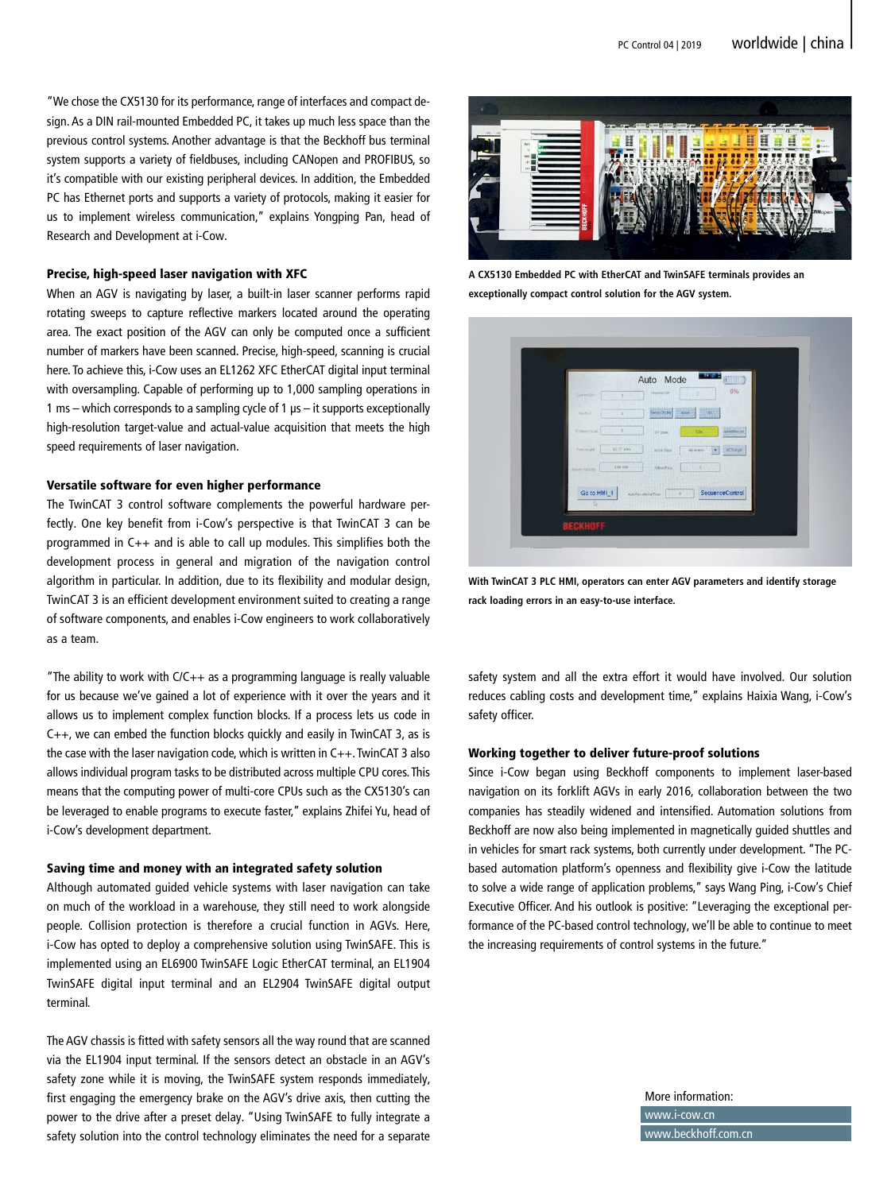"We chose the CX5130 for its performance, range of interfaces and compact design. As a DIN rail-mounted Embedded PC, it takes up much less space than the previous control systems. Another advantage is that the Beckhoff bus terminal system supports a variety of fieldbuses, including CANopen and PROFIBUS, so it's compatible with our existing peripheral devices. In addition, the Embedded PC has Ethernet ports and supports a variety of protocols, making it easier for us to implement wireless communication," explains Yongping Pan, head of Research and Development at i-Cow.

### Precise, high-speed laser navigation with XFC

When an AGV is navigating by laser, a built-in laser scanner performs rapid rotating sweeps to capture reflective markers located around the operating area. The exact position of the AGV can only be computed once a sufficient number of markers have been scanned. Precise, high-speed, scanning is crucial here. To achieve this, i-Cow uses an EL1262 XFC EtherCAT digital input terminal with oversampling. Capable of performing up to 1,000 sampling operations in 1 ms – which corresponds to a sampling cycle of 1 µs – it supports exceptionally high-resolution target-value and actual-value acquisition that meets the high speed requirements of laser navigation.

### Versatile software for even higher performance

The TwinCAT 3 control software complements the powerful hardware perfectly. One key benefit from i-Cow's perspective is that TwinCAT 3 can be programmed in C++ and is able to call up modules. This simplifies both the development process in general and migration of the navigation control algorithm in particular. In addition, due to its flexibility and modular design, TwinCAT 3 is an efficient development environment suited to creating a range of software components, and enables i-Cow engineers to work collaboratively as a team.

"The ability to work with C/C++ as a programming language is really valuable for us because we've gained a lot of experience with it over the years and it allows us to implement complex function blocks. If a process lets us code in C++, we can embed the function blocks quickly and easily in TwinCAT 3, as is the case with the laser navigation code, which is written in C++. TwinCAT 3 also allows individual program tasks to be distributed across multiple CPU cores. This means that the computing power of multi-core CPUs such as the CX5130's can be leveraged to enable programs to execute faster," explains Zhifei Yu, head of i-Cow's development department.

### Saving time and money with an integrated safety solution

Although automated guided vehicle systems with laser navigation can take on much of the workload in a warehouse, they still need to work alongside people. Collision protection is therefore a crucial function in AGVs. Here, i-Cow has opted to deploy a comprehensive solution using TwinSAFE. This is implemented using an EL6900 TwinSAFE Logic EtherCAT terminal, an EL1904 TwinSAFE digital input terminal and an EL2904 TwinSAFE digital output terminal.

The AGV chassis is fitted with safety sensors all the way round that are scanned via the EL1904 input terminal. If the sensors detect an obstacle in an AGV's safety zone while it is moving, the TwinSAFE system responds immediately, first engaging the emergency brake on the AGV's drive axis, then cutting the power to the drive after a preset delay. "Using TwinSAFE to fully integrate a safety solution into the control technology eliminates the need for a separate safety system and all the extra effort it would have involved. Our solution reduces cabling costs and development time," explains Haixia Wang, i-Cow's safety officer.

A CX5130 Embedded PC with EtherCAT and TwinSAFE terminals provides an exceptionally compact control solution for the AGV system.

With TwinCAT 3 PLC HMI, operators can enter AGV parameters and identify storage rack loading errors in an easy-to-use interface.

### Working together to deliver future-proof solutions

Since i-Cow began using Beckhoff components to implement laser-based navigation on its forklift AGVs in early 2016, collaboration between the two companies has steadily widened and intensified. Automation solutions from Beckhoff are now also being implemented in magnetically guided shuttles and in vehicles for smart rack systems, both currently under development. "The PC-based automation platform's openness and flexibility give i-Cow the latitude to solve a wide range of application problems," says Wang Ping, i-Cow's Chief Executive Officer. And his outlook is positive: "Leveraging the exceptional performance of the PC-based control technology, we'll be able to continue to meet the increasing requirements of control systems in the future."

More information:
www.i-cow.cn
www.beckhoff.com.cn